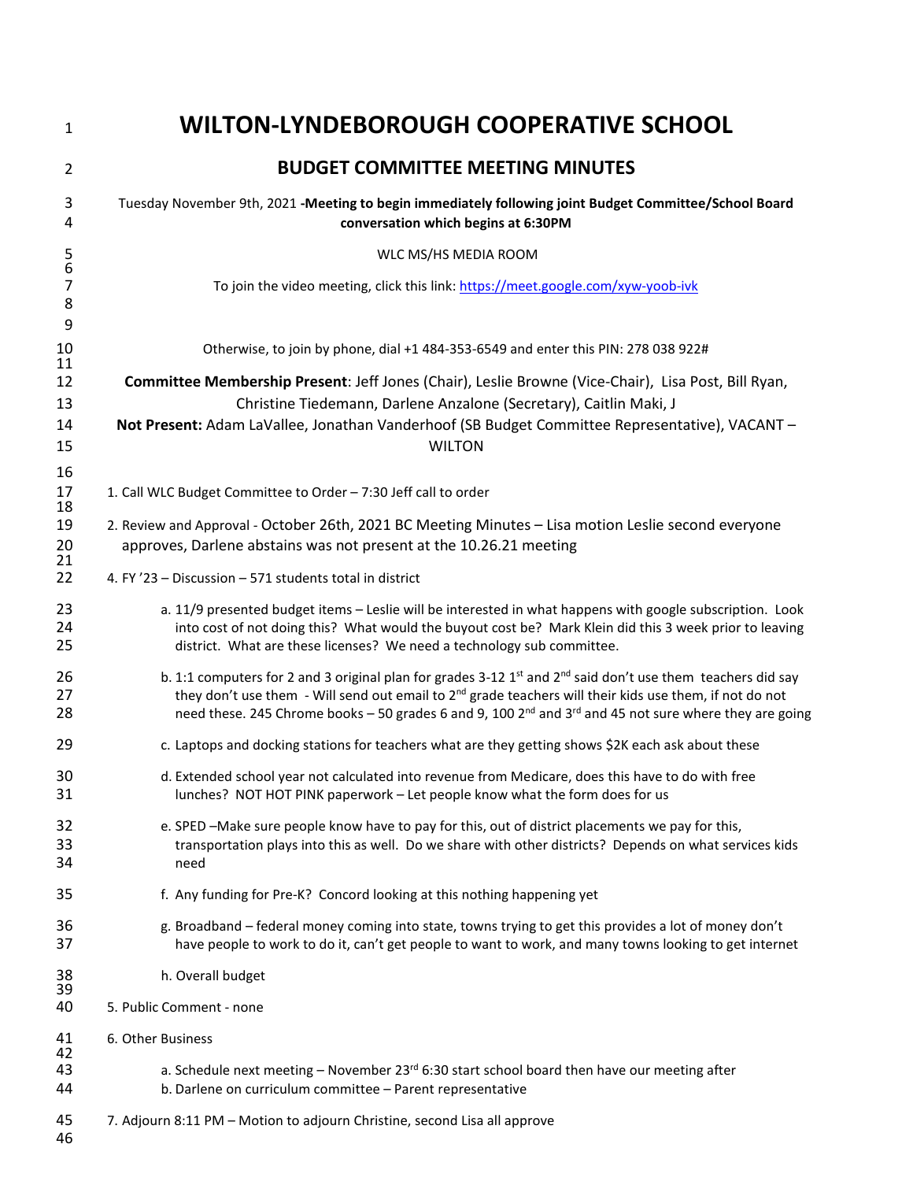# WILTON-LYNDEBOROUGH COOPERATIVE SCHOOL

## BUDGET COMMITTEE MEETING MINUTES

Tuesday November 9th, 2021 **-Meeting to begin immediately following joint Budget Committee/School Board conversation which begins at 6:30PM**

WLC MS/HS MEDIA ROOM

To join the video meeting, click this link: https://meet.google.com/xyw-yoob-ivk

Otherwise, to join by phone, dial +1 484-353-6549 and enter this PIN: 278 038 922#

**Committee Membership Present**: Jeff Jones (Chair), Leslie Browne (Vice-Chair), Lisa Post, Bill Ryan, Christine Tiedemann, Darlene Anzalone (Secretary), Caitlin Maki, J

**Not Present:** Adam LaVallee, Jonathan Vanderhoof (SB Budget Committee Representative), VACANT – WILTON

1. Call WLC Budget Committee to Order – 7:30 Jeff call to order

2. Review and Approval - October 26th, 2021 BC Meeting Minutes – Lisa motion Leslie second everyone approves, Darlene abstains was not present at the 10.26.21 meeting

4. FY '23 – Discussion – 571 students total in district

   a. 11/9 presented budget items – Leslie will be interested in what happens with google subscription. Look into cost of not doing this? What would the buyout cost be? Mark Klein did this 3 week prior to leaving district. What are these licenses? We need a technology sub committee.

   b. 1:1 computers for 2 and 3 original plan for grades 3-12 1st and 2nd said don't use them teachers did say they don't use them - Will send out email to 2nd grade teachers will their kids use them, if not do not need these. 245 Chrome books – 50 grades 6 and 9, 100 2nd and 3rd and 45 not sure where they are going

   c. Laptops and docking stations for teachers what are they getting shows $2K each ask about these

   d. Extended school year not calculated into revenue from Medicare, does this have to do with free lunches? NOT HOT PINK paperwork – Let people know what the form does for us

   e. SPED –Make sure people know have to pay for this, out of district placements we pay for this, transportation plays into this as well. Do we share with other districts? Depends on what services kids need

   f. Any funding for Pre-K? Concord looking at this nothing happening yet

   g. Broadband – federal money coming into state, towns trying to get this provides a lot of money don't have people to work to do it, can't get people to want to work, and many towns looking to get internet

   h. Overall budget

5. Public Comment - none

6. Other Business

   a. Schedule next meeting – November 23rd 6:30 start school board then have our meeting after
   b. Darlene on curriculum committee – Parent representative

7. Adjourn 8:11 PM – Motion to adjourn Christine, second Lisa all approve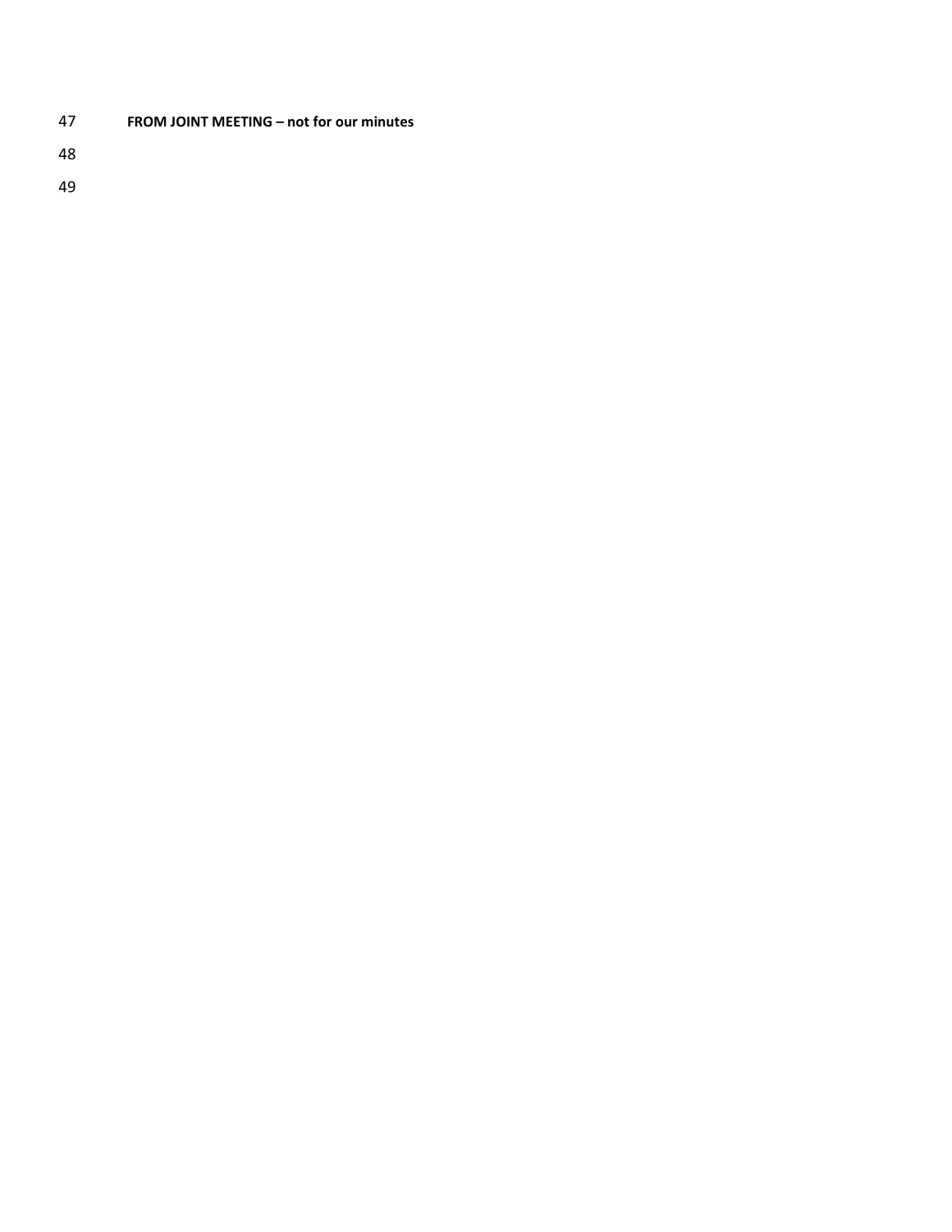**FROM JOINT MEETING – not for our minutes**